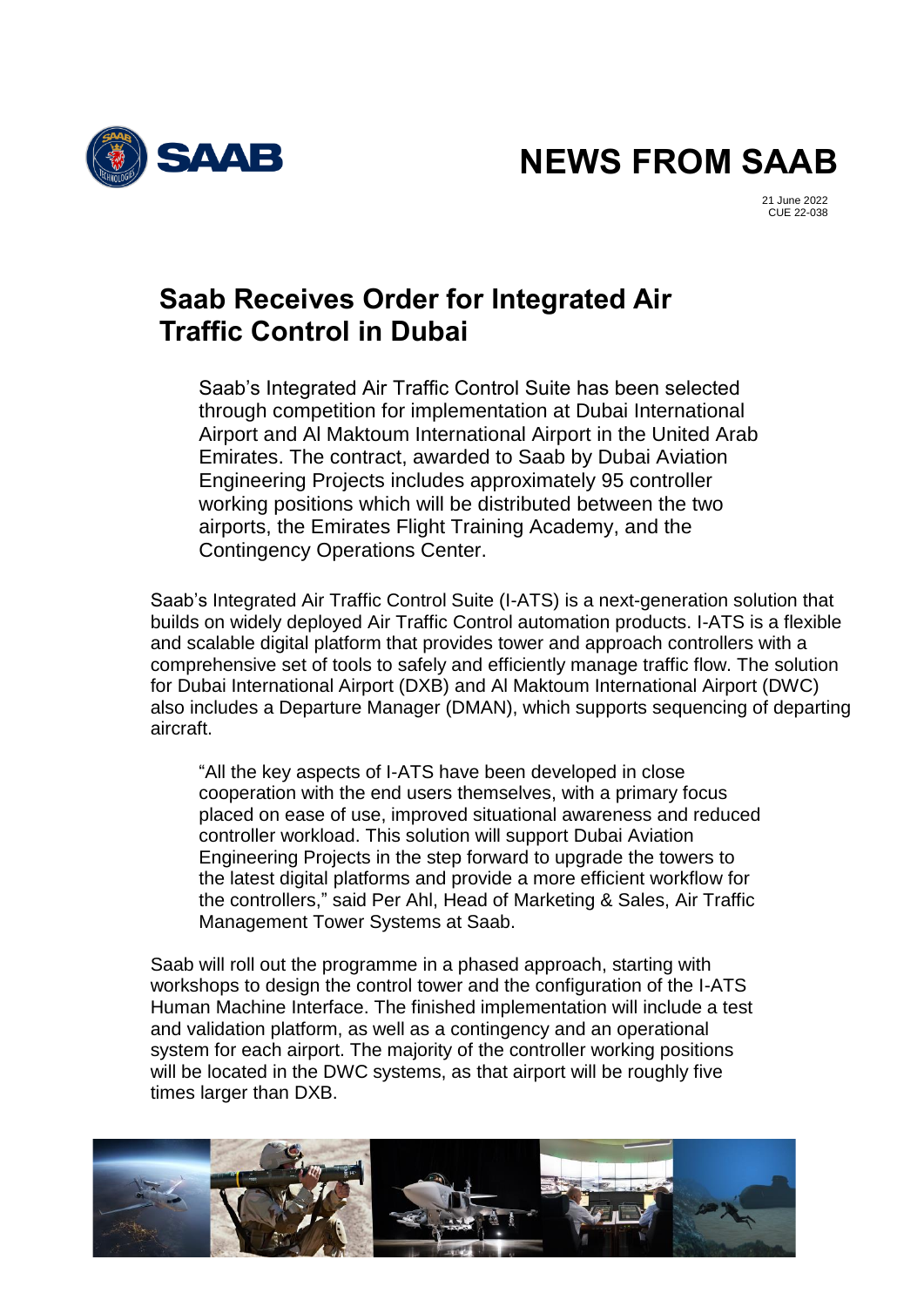# NEWS FROM SAAB

21 June 2022
CUE 22-038

## Saab Receives Order for Integrated Air Traffic Control in Dubai

Saab's Integrated Air Traffic Control Suite has been selected through competition for implementation at Dubai International Airport and Al Maktoum International Airport in the United Arab Emirates. The contract, awarded to Saab by Dubai Aviation Engineering Projects includes approximately 95 controller working positions which will be distributed between the two airports, the Emirates Flight Training Academy, and the Contingency Operations Center.

Saab's Integrated Air Traffic Control Suite (I-ATS) is a next-generation solution that builds on widely deployed Air Traffic Control automation products. I-ATS is a flexible and scalable digital platform that provides tower and approach controllers with a comprehensive set of tools to safely and efficiently manage traffic flow. The solution for Dubai International Airport (DXB) and Al Maktoum International Airport (DWC) also includes a Departure Manager (DMAN), which supports sequencing of departing aircraft.

"All the key aspects of I-ATS have been developed in close cooperation with the end users themselves, with a primary focus placed on ease of use, improved situational awareness and reduced controller workload. This solution will support Dubai Aviation Engineering Projects in the step forward to upgrade the towers to the latest digital platforms and provide a more efficient workflow for the controllers," said Per Ahl, Head of Marketing & Sales, Air Traffic Management Tower Systems at Saab.

Saab will roll out the programme in a phased approach, starting with workshops to design the control tower and the configuration of the I-ATS Human Machine Interface. The finished implementation will include a test and validation platform, as well as a contingency and an operational system for each airport. The majority of the controller working positions will be located in the DWC systems, as that airport will be roughly five times larger than DXB.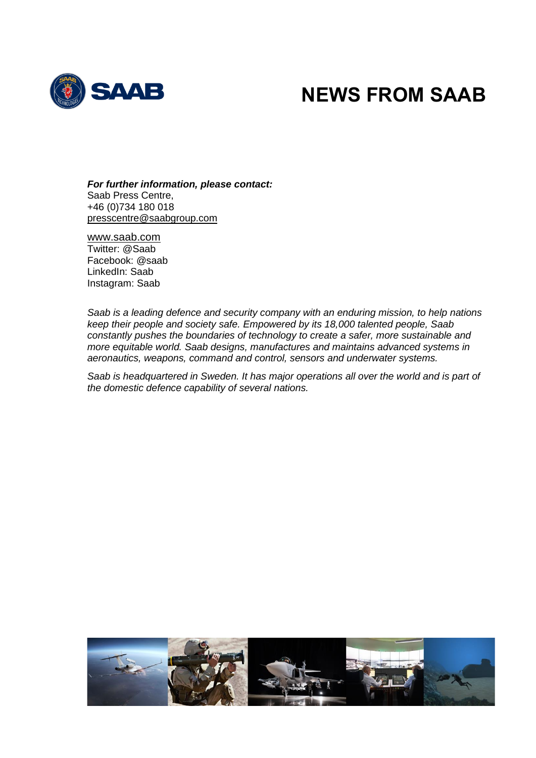# NEWS FROM SAAB

***For further information, please contact:***
Saab Press Centre,
+46 (0)734 180 018
presscentre@saabgroup.com

www.saab.com
Twitter: @Saab
Facebook: @saab
LinkedIn: Saab
Instagram: Saab

*Saab is a leading defence and security company with an enduring mission, to help nations keep their people and society safe. Empowered by its 18,000 talented people, Saab constantly pushes the boundaries of technology to create a safer, more sustainable and more equitable world. Saab designs, manufactures and maintains advanced systems in aeronautics, weapons, command and control, sensors and underwater systems.*

*Saab is headquartered in Sweden. It has major operations all over the world and is part of the domestic defence capability of several nations.*